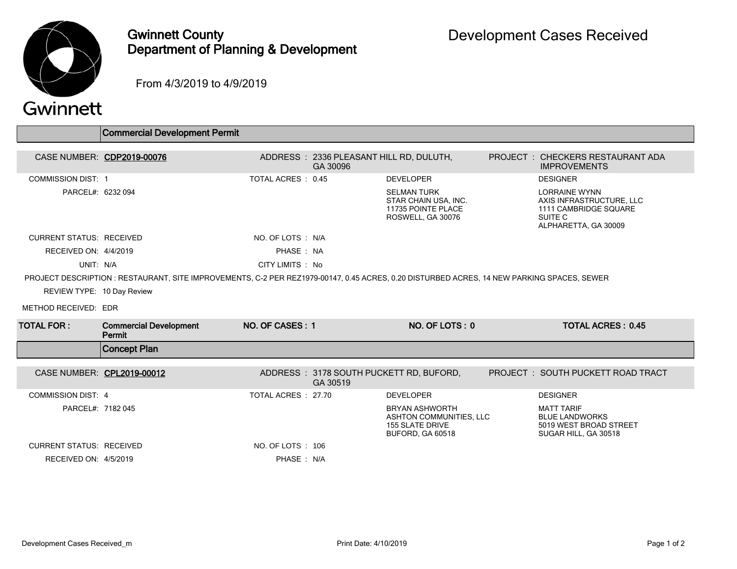# Gwinnett County Department of Planning & Development

# Development Cases Received

From 4/3/2019 to 4/9/2019

## Commercial Development Permit

**CASE NUMBER: CDP2019-00076**

ADDRESS : 2336 PLEASANT HILL RD, DULUTH, GA 30096

PROJECT : CHECKERS RESTAURANT ADA IMPROVEMENTS

COMMISSION DIST: 1

TOTAL ACRES : 0.45

PARCEL#: 6232 094

DEVELOPER
SELMAN TURK
STAR CHAIN USA, INC.
11735 POINTE PLACE
ROSWELL, GA 30076

DESIGNER
LORRAINE WYNN
AXIS INFRASTRUCTURE, LLC
1111 CAMBRIDGE SQUARE
SUITE C
ALPHARETTA, GA 30009

CURRENT STATUS: RECEIVED

NO. OF LOTS : N/A

RECEIVED ON: 4/4/2019

PHASE : NA

UNIT: N/A

CITY LIMITS : No

PROJECT DESCRIPTION : RESTAURANT, SITE IMPROVEMENTS, C-2 PER REZ1979-00147, 0.45 ACRES, 0.20 DISTURBED ACRES, 14 NEW PARKING SPACES, SEWER

REVIEW TYPE: 10 Day Review

METHOD RECEIVED: EDR

| TOTAL FOR : | Commercial Development Permit | NO. OF CASES : 1 | NO. OF LOTS : 0 | TOTAL ACRES : 0.45 |
|---|---|---|---|---|

## Concept Plan

**CASE NUMBER: CPL2019-00012**

ADDRESS : 3178 SOUTH PUCKETT RD, BUFORD, GA 30519

PROJECT : SOUTH PUCKETT ROAD TRACT

COMMISSION DIST: 4

TOTAL ACRES : 27.70

PARCEL#: 7182 045

DEVELOPER
BRYAN ASHWORTH
ASHTON COMMUNITIES, LLC
155 SLATE DRIVE
BUFORD, GA 60518

DESIGNER
MATT TARIF
BLUE LANDWORKS
5019 WEST BROAD STREET
SUGAR HILL, GA 30518

CURRENT STATUS: RECEIVED

NO. OF LOTS : 106

RECEIVED ON: 4/5/2019

PHASE : N/A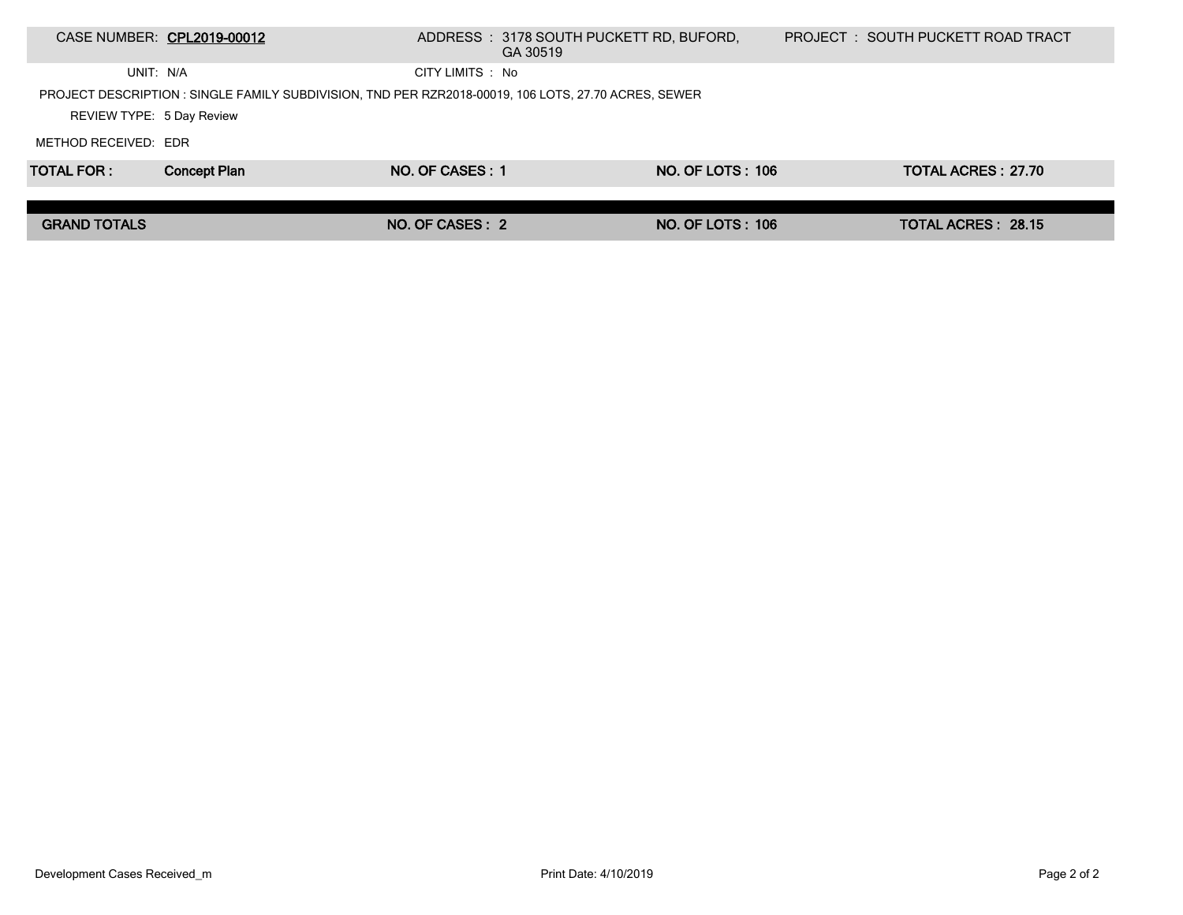| CASE NUMBER: **CPL2019-00012** | ADDRESS : 3178 SOUTH PUCKETT RD, BUFORD, GA 30519 | PROJECT : SOUTH PUCKETT ROAD TRACT |
|---|---|---|
| UNIT: N/A | CITY LIMITS : No | |

PROJECT DESCRIPTION : SINGLE FAMILY SUBDIVISION, TND PER RZR2018-00019, 106 LOTS, 27.70 ACRES, SEWER

REVIEW TYPE: 5 Day Review

METHOD RECEIVED: EDR

| **TOTAL FOR :** | **Concept Plan** | **NO. OF CASES : 1** | **NO. OF LOTS : 106** | **TOTAL ACRES : 27.70** |
|---|---|---|---|---|
| **GRAND TOTALS** | | **NO. OF CASES : 2** | **NO. OF LOTS : 106** | **TOTAL ACRES : 28.15** |

Development Cases Received_m

Print Date: 4/10/2019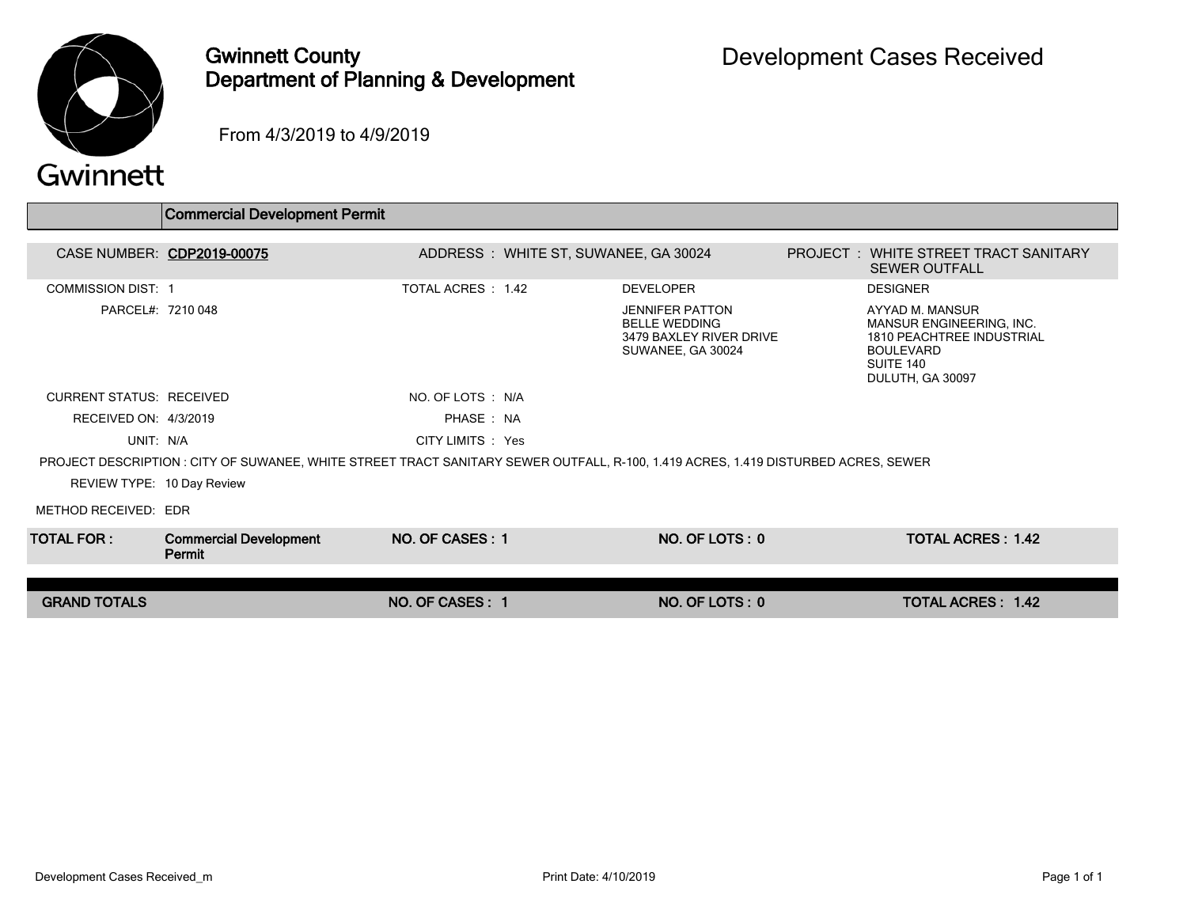# Gwinnett County Department of Planning & Development

## Development Cases Received

From 4/3/2019 to 4/9/2019

### Commercial Development Permit

CASE NUMBER: **CDP2019-00075**

ADDRESS : WHITE ST, SUWANEE, GA 30024

PROJECT : WHITE STREET TRACT SANITARY SEWER OUTFALL

COMMISSION DIST: 1

TOTAL ACRES : 1.42

PARCEL#: 7210 048

DEVELOPER

JENNIFER PATTON
BELLE WEDDING
3479 BAXLEY RIVER DRIVE
SUWANEE, GA 30024

DESIGNER

AYYAD M. MANSUR
MANSUR ENGINEERING, INC.
1810 PEACHTREE INDUSTRIAL BOULEVARD
SUITE 140
DULUTH, GA 30097

CURRENT STATUS: RECEIVED

NO. OF LOTS : N/A

RECEIVED ON: 4/3/2019

PHASE : NA

UNIT: N/A

CITY LIMITS : Yes

PROJECT DESCRIPTION : CITY OF SUWANEE, WHITE STREET TRACT SANITARY SEWER OUTFALL, R-100, 1.419 ACRES, 1.419 DISTURBED ACRES, SEWER

REVIEW TYPE: 10 Day Review

METHOD RECEIVED: EDR

| | | | | |
|---|---|---|---|---|
| **TOTAL FOR :** | **Commercial Development Permit** | **NO. OF CASES : 1** | **NO. OF LOTS : 0** | **TOTAL ACRES : 1.42** |
| **GRAND TOTALS** | | **NO. OF CASES : 1** | **NO. OF LOTS : 0** | **TOTAL ACRES : 1.42** |

Development Cases Received_m

Print Date: 4/10/2019